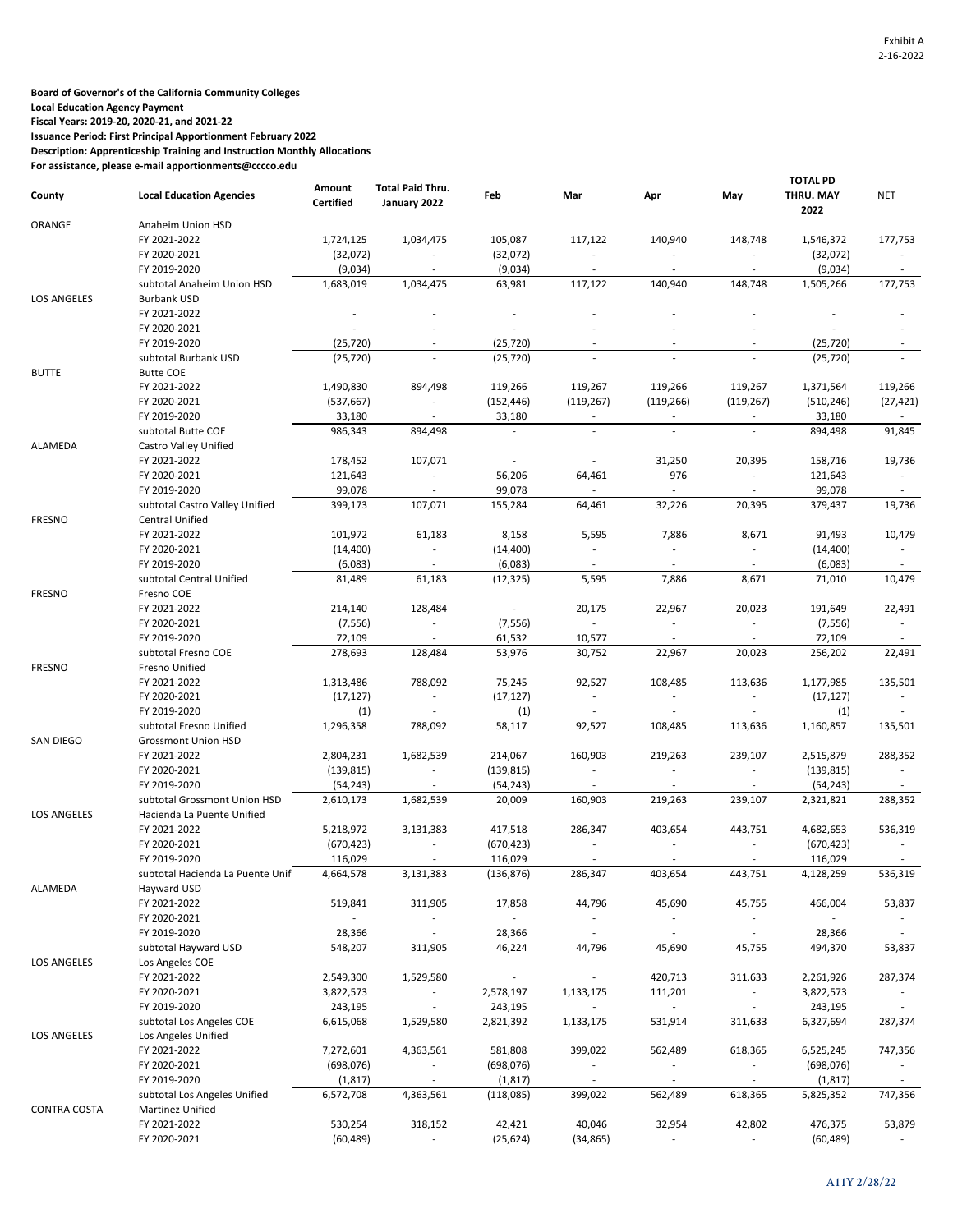Exhibit A
2-16-2022

**Board of Governor's of the California Community Colleges**
**Local Education Agency Payment**
**Fiscal Years: 2019-20, 2020-21, and 2021-22**
**Issuance Period: First Principal Apportionment February 2022**
**Description: Apprenticeship Training and Instruction Monthly Allocations**
**For assistance, please e-mail apportionments@cccco.edu**

| County | Local Education Agencies | Amount Certified | Total Paid Thru. January 2022 | Feb | Mar | Apr | May | TOTAL PD THRU. MAY 2022 | NET |
|---|---|---|---|---|---|---|---|---|---|
| ORANGE | Anaheim Union HSD | | | | | | | | |
| | FY 2021-2022 | 1,724,125 | 1,034,475 | 105,087 | 117,122 | 140,940 | 148,748 | 1,546,372 | 177,753 |
| | FY 2020-2021 | (32,072) | - | (32,072) | - | - | - | (32,072) | - |
| | FY 2019-2020 | (9,034) | - | (9,034) | - | - | - | (9,034) | - |
| | subtotal Anaheim Union HSD | 1,683,019 | 1,034,475 | 63,981 | 117,122 | 140,940 | 148,748 | 1,505,266 | 177,753 |
| LOS ANGELES | Burbank USD | | | | | | | | |
| | FY 2021-2022 | - | - | - | - | - | - | - | - |
| | FY 2020-2021 | - | - | - | - | - | - | - | - |
| | FY 2019-2020 | (25,720) | - | (25,720) | - | - | - | (25,720) | - |
| | subtotal Burbank USD | (25,720) | - | (25,720) | - | - | - | (25,720) | - |
| BUTTE | Butte COE | | | | | | | | |
| | FY 2021-2022 | 1,490,830 | 894,498 | 119,266 | 119,267 | 119,266 | 119,267 | 1,371,564 | 119,266 |
| | FY 2020-2021 | (537,667) | - | (152,446) | (119,267) | (119,266) | (119,267) | (510,246) | (27,421) |
| | FY 2019-2020 | 33,180 | - | 33,180 | - | - | - | 33,180 | - |
| | subtotal Butte COE | 986,343 | 894,498 | - | - | - | - | 894,498 | 91,845 |
| ALAMEDA | Castro Valley Unified | | | | | | | | |
| | FY 2021-2022 | 178,452 | 107,071 | - | - | 31,250 | 20,395 | 158,716 | 19,736 |
| | FY 2020-2021 | 121,643 | - | 56,206 | 64,461 | 976 | - | 121,643 | - |
| | FY 2019-2020 | 99,078 | - | 99,078 | - | - | - | 99,078 | - |
| | subtotal Castro Valley Unified | 399,173 | 107,071 | 155,284 | 64,461 | 32,226 | 20,395 | 379,437 | 19,736 |
| FRESNO | Central Unified | | | | | | | | |
| | FY 2021-2022 | 101,972 | 61,183 | 8,158 | 5,595 | 7,886 | 8,671 | 91,493 | 10,479 |
| | FY 2020-2021 | (14,400) | - | (14,400) | - | - | - | (14,400) | - |
| | FY 2019-2020 | (6,083) | - | (6,083) | - | - | - | (6,083) | - |
| | subtotal Central Unified | 81,489 | 61,183 | (12,325) | 5,595 | 7,886 | 8,671 | 71,010 | 10,479 |
| FRESNO | Fresno COE | | | | | | | | |
| | FY 2021-2022 | 214,140 | 128,484 | - | 20,175 | 22,967 | 20,023 | 191,649 | 22,491 |
| | FY 2020-2021 | (7,556) | - | (7,556) | - | - | - | (7,556) | - |
| | FY 2019-2020 | 72,109 | - | 61,532 | 10,577 | - | - | 72,109 | - |
| | subtotal Fresno COE | 278,693 | 128,484 | 53,976 | 30,752 | 22,967 | 20,023 | 256,202 | 22,491 |
| FRESNO | Fresno Unified | | | | | | | | |
| | FY 2021-2022 | 1,313,486 | 788,092 | 75,245 | 92,527 | 108,485 | 113,636 | 1,177,985 | 135,501 |
| | FY 2020-2021 | (17,127) | - | (17,127) | - | - | - | (17,127) | - |
| | FY 2019-2020 | (1) | - | (1) | - | - | - | (1) | - |
| | subtotal Fresno Unified | 1,296,358 | 788,092 | 58,117 | 92,527 | 108,485 | 113,636 | 1,160,857 | 135,501 |
| SAN DIEGO | Grossmont Union HSD | | | | | | | | |
| | FY 2021-2022 | 2,804,231 | 1,682,539 | 214,067 | 160,903 | 219,263 | 239,107 | 2,515,879 | 288,352 |
| | FY 2020-2021 | (139,815) | - | (139,815) | - | - | - | (139,815) | - |
| | FY 2019-2020 | (54,243) | - | (54,243) | - | - | - | (54,243) | - |
| | subtotal Grossmont Union HSD | 2,610,173 | 1,682,539 | 20,009 | 160,903 | 219,263 | 239,107 | 2,321,821 | 288,352 |
| LOS ANGELES | Hacienda La Puente Unified | | | | | | | | |
| | FY 2021-2022 | 5,218,972 | 3,131,383 | 417,518 | 286,347 | 403,654 | 443,751 | 4,682,653 | 536,319 |
| | FY 2020-2021 | (670,423) | - | (670,423) | - | - | - | (670,423) | - |
| | FY 2019-2020 | 116,029 | - | 116,029 | - | - | - | 116,029 | - |
| | subtotal Hacienda La Puente Unifi | 4,664,578 | 3,131,383 | (136,876) | 286,347 | 403,654 | 443,751 | 4,128,259 | 536,319 |
| ALAMEDA | Hayward USD | | | | | | | | |
| | FY 2021-2022 | 519,841 | 311,905 | 17,858 | 44,796 | 45,690 | 45,755 | 466,004 | 53,837 |
| | FY 2020-2021 | - | - | - | - | - | - | - | - |
| | FY 2019-2020 | 28,366 | - | 28,366 | - | - | - | 28,366 | - |
| | subtotal Hayward USD | 548,207 | 311,905 | 46,224 | 44,796 | 45,690 | 45,755 | 494,370 | 53,837 |
| LOS ANGELES | Los Angeles COE | | | | | | | | |
| | FY 2021-2022 | 2,549,300 | 1,529,580 | - | - | 420,713 | 311,633 | 2,261,926 | 287,374 |
| | FY 2020-2021 | 3,822,573 | - | 2,578,197 | 1,133,175 | 111,201 | - | 3,822,573 | - |
| | FY 2019-2020 | 243,195 | - | 243,195 | - | - | - | 243,195 | - |
| | subtotal Los Angeles COE | 6,615,068 | 1,529,580 | 2,821,392 | 1,133,175 | 531,914 | 311,633 | 6,327,694 | 287,374 |
| LOS ANGELES | Los Angeles Unified | | | | | | | | |
| | FY 2021-2022 | 7,272,601 | 4,363,561 | 581,808 | 399,022 | 562,489 | 618,365 | 6,525,245 | 747,356 |
| | FY 2020-2021 | (698,076) | - | (698,076) | - | - | - | (698,076) | - |
| | FY 2019-2020 | (1,817) | - | (1,817) | - | - | - | (1,817) | - |
| | subtotal Los Angeles Unified | 6,572,708 | 4,363,561 | (118,085) | 399,022 | 562,489 | 618,365 | 5,825,352 | 747,356 |
| CONTRA COSTA | Martinez Unified | | | | | | | | |
| | FY 2021-2022 | 530,254 | 318,152 | 42,421 | 40,046 | 32,954 | 42,802 | 476,375 | 53,879 |
| | FY 2020-2021 | (60,489) | - | (25,624) | (34,865) | - | - | (60,489) | - |

A11Y 2/28/22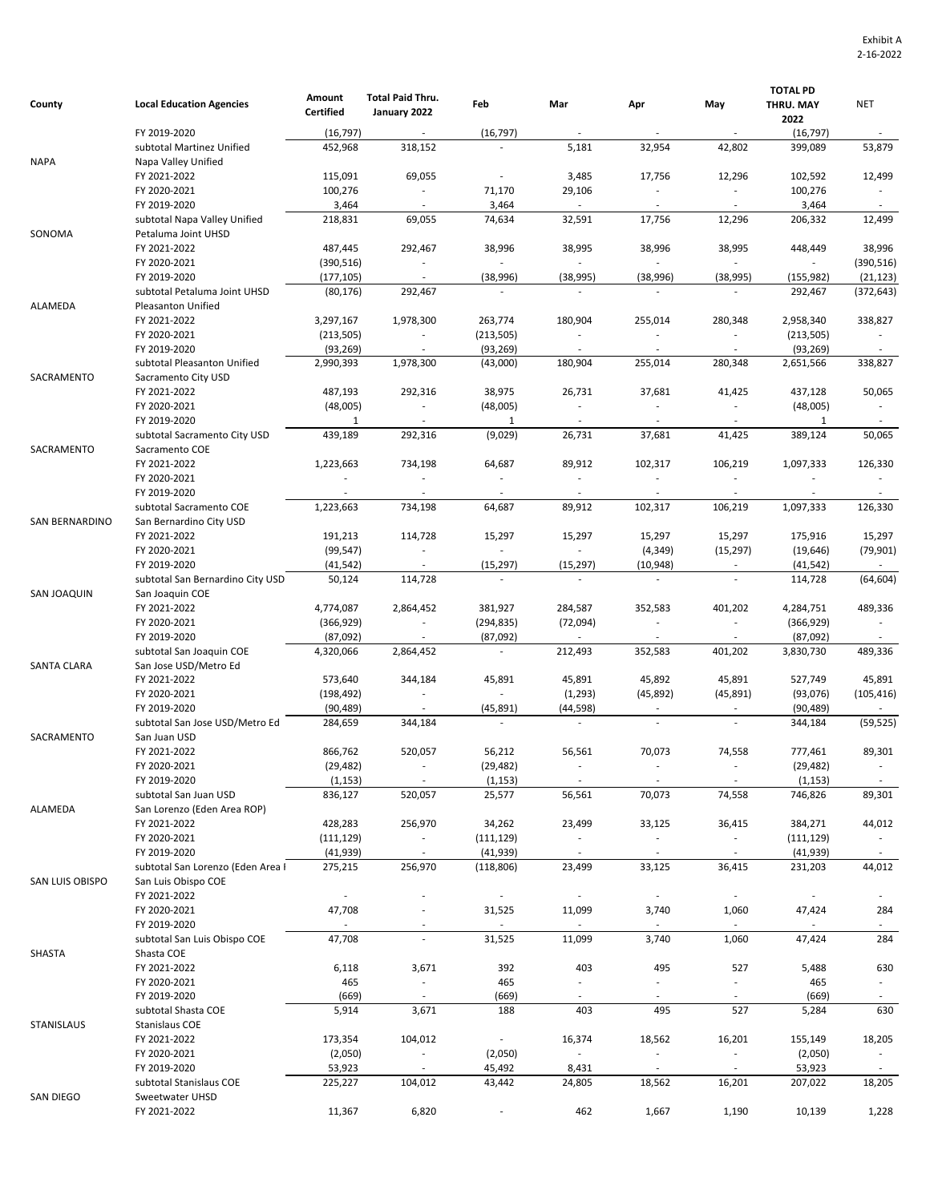Exhibit A
2-16-2022

| County | Local Education Agencies | Amount Certified | Total Paid Thru. January 2022 | Feb | Mar | Apr | May | TOTAL PD THRU. MAY 2022 | NET |
|---|---|---|---|---|---|---|---|---|---|
| | FY 2019-2020 | (16,797) | - | (16,797) | - | - | - | (16,797) | - |
| | subtotal Martinez Unified | 452,968 | 318,152 | - | 5,181 | 32,954 | 42,802 | 399,089 | 53,879 |
| NAPA | Napa Valley Unified | | | | | | | | |
| | FY 2021-2022 | 115,091 | 69,055 | - | 3,485 | 17,756 | 12,296 | 102,592 | 12,499 |
| | FY 2020-2021 | 100,276 | - | 71,170 | 29,106 | - | - | 100,276 | - |
| | FY 2019-2020 | 3,464 | - | 3,464 | - | - | - | 3,464 | - |
| | subtotal Napa Valley Unified | 218,831 | 69,055 | 74,634 | 32,591 | 17,756 | 12,296 | 206,332 | 12,499 |
| SONOMA | Petaluma Joint UHSD | | | | | | | | |
| | FY 2021-2022 | 487,445 | 292,467 | 38,996 | 38,995 | 38,996 | 38,995 | 448,449 | 38,996 |
| | FY 2020-2021 | (390,516) | - | - | - | - | - | - | (390,516) |
| | FY 2019-2020 | (177,105) | - | (38,996) | (38,995) | (38,996) | (38,995) | (155,982) | (21,123) |
| | subtotal Petaluma Joint UHSD | (80,176) | 292,467 | - | - | - | - | 292,467 | (372,643) |
| ALAMEDA | Pleasanton Unified | | | | | | | | |
| | FY 2021-2022 | 3,297,167 | 1,978,300 | 263,774 | 180,904 | 255,014 | 280,348 | 2,958,340 | 338,827 |
| | FY 2020-2021 | (213,505) | - | (213,505) | - | - | - | (213,505) | - |
| | FY 2019-2020 | (93,269) | - | (93,269) | - | - | - | (93,269) | - |
| | subtotal Pleasanton Unified | 2,990,393 | 1,978,300 | (43,000) | 180,904 | 255,014 | 280,348 | 2,651,566 | 338,827 |
| SACRAMENTO | Sacramento City USD | | | | | | | | |
| | FY 2021-2022 | 487,193 | 292,316 | 38,975 | 26,731 | 37,681 | 41,425 | 437,128 | 50,065 |
| | FY 2020-2021 | (48,005) | - | (48,005) | - | - | - | (48,005) | - |
| | FY 2019-2020 | 1 | - | 1 | - | - | - | 1 | - |
| | subtotal Sacramento City USD | 439,189 | 292,316 | (9,029) | 26,731 | 37,681 | 41,425 | 389,124 | 50,065 |
| SACRAMENTO | Sacramento COE | | | | | | | | |
| | FY 2021-2022 | 1,223,663 | 734,198 | 64,687 | 89,912 | 102,317 | 106,219 | 1,097,333 | 126,330 |
| | FY 2020-2021 | - | - | - | - | - | - | - | - |
| | FY 2019-2020 | - | - | - | - | - | - | - | - |
| | subtotal Sacramento COE | 1,223,663 | 734,198 | 64,687 | 89,912 | 102,317 | 106,219 | 1,097,333 | 126,330 |
| SAN BERNARDINO | San Bernardino City USD | | | | | | | | |
| | FY 2021-2022 | 191,213 | 114,728 | 15,297 | 15,297 | 15,297 | 15,297 | 175,916 | 15,297 |
| | FY 2020-2021 | (99,547) | - | - | - | (4,349) | (15,297) | (19,646) | (79,901) |
| | FY 2019-2020 | (41,542) | - | (15,297) | (15,297) | (10,948) | - | (41,542) | - |
| | subtotal San Bernardino City USD | 50,124 | 114,728 | - | - | - | - | 114,728 | (64,604) |
| SAN JOAQUIN | San Joaquin COE | | | | | | | | |
| | FY 2021-2022 | 4,774,087 | 2,864,452 | 381,927 | 284,587 | 352,583 | 401,202 | 4,284,751 | 489,336 |
| | FY 2020-2021 | (366,929) | - | (294,835) | (72,094) | - | - | (366,929) | - |
| | FY 2019-2020 | (87,092) | - | (87,092) | - | - | - | (87,092) | - |
| | subtotal San Joaquin COE | 4,320,066 | 2,864,452 | - | 212,493 | 352,583 | 401,202 | 3,830,730 | 489,336 |
| SANTA CLARA | San Jose USD/Metro Ed | | | | | | | | |
| | FY 2021-2022 | 573,640 | 344,184 | 45,891 | 45,891 | 45,892 | 45,891 | 527,749 | 45,891 |
| | FY 2020-2021 | (198,492) | - | - | (1,293) | (45,892) | (45,891) | (93,076) | (105,416) |
| | FY 2019-2020 | (90,489) | - | (45,891) | (44,598) | - | - | (90,489) | - |
| | subtotal San Jose USD/Metro Ed | 284,659 | 344,184 | - | - | - | - | 344,184 | (59,525) |
| SACRAMENTO | San Juan USD | | | | | | | | |
| | FY 2021-2022 | 866,762 | 520,057 | 56,212 | 56,561 | 70,073 | 74,558 | 777,461 | 89,301 |
| | FY 2020-2021 | (29,482) | - | (29,482) | - | - | - | (29,482) | - |
| | FY 2019-2020 | (1,153) | - | (1,153) | - | - | - | (1,153) | - |
| | subtotal San Juan USD | 836,127 | 520,057 | 25,577 | 56,561 | 70,073 | 74,558 | 746,826 | 89,301 |
| ALAMEDA | San Lorenzo (Eden Area ROP) | | | | | | | | |
| | FY 2021-2022 | 428,283 | 256,970 | 34,262 | 23,499 | 33,125 | 36,415 | 384,271 | 44,012 |
| | FY 2020-2021 | (111,129) | - | (111,129) | - | - | - | (111,129) | - |
| | FY 2019-2020 | (41,939) | - | (41,939) | - | - | - | (41,939) | - |
| | subtotal San Lorenzo (Eden Area I | 275,215 | 256,970 | (118,806) | 23,499 | 33,125 | 36,415 | 231,203 | 44,012 |
| SAN LUIS OBISPO | San Luis Obispo COE | | | | | | | | |
| | FY 2021-2022 | - | - | - | - | - | - | - | - |
| | FY 2020-2021 | 47,708 | - | 31,525 | 11,099 | 3,740 | 1,060 | 47,424 | 284 |
| | FY 2019-2020 | - | - | - | - | - | - | - | - |
| | subtotal San Luis Obispo COE | 47,708 | - | 31,525 | 11,099 | 3,740 | 1,060 | 47,424 | 284 |
| SHASTA | Shasta COE | | | | | | | | |
| | FY 2021-2022 | 6,118 | 3,671 | 392 | 403 | 495 | 527 | 5,488 | 630 |
| | FY 2020-2021 | 465 | - | 465 | - | - | - | 465 | - |
| | FY 2019-2020 | (669) | - | (669) | - | - | - | (669) | - |
| | subtotal Shasta COE | 5,914 | 3,671 | 188 | 403 | 495 | 527 | 5,284 | 630 |
| STANISLAUS | Stanislaus COE | | | | | | | | |
| | FY 2021-2022 | 173,354 | 104,012 | - | 16,374 | 18,562 | 16,201 | 155,149 | 18,205 |
| | FY 2020-2021 | (2,050) | - | (2,050) | - | - | - | (2,050) | - |
| | FY 2019-2020 | 53,923 | - | 45,492 | 8,431 | - | - | 53,923 | - |
| | subtotal Stanislaus COE | 225,227 | 104,012 | 43,442 | 24,805 | 18,562 | 16,201 | 207,022 | 18,205 |
| SAN DIEGO | Sweetwater UHSD | | | | | | | | |
| | FY 2021-2022 | 11,367 | 6,820 | - | 462 | 1,667 | 1,190 | 10,139 | 1,228 |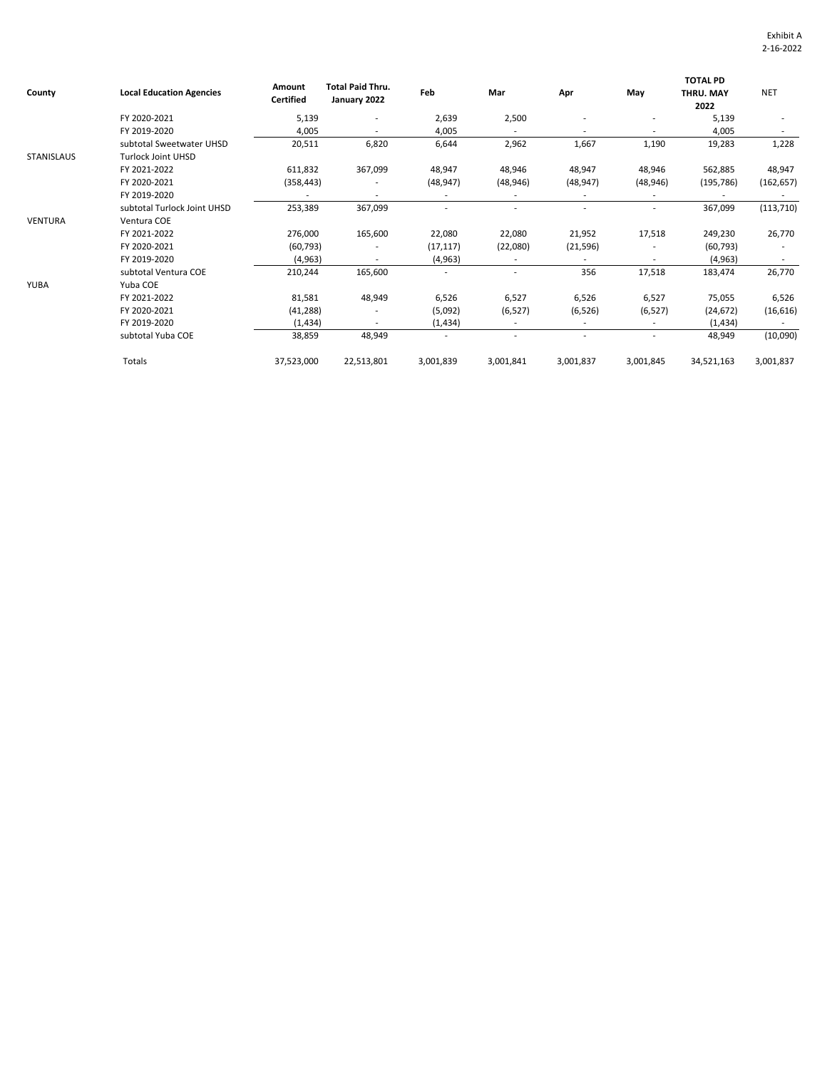Exhibit A
2-16-2022

| County | Local Education Agencies | Amount Certified | Total Paid Thru. January 2022 | Feb | Mar | Apr | May | TOTAL PD THRU. MAY 2022 | NET |
|---|---|---|---|---|---|---|---|---|---|
| | FY 2020-2021 | 5,139 | - | 2,639 | 2,500 | - | - | 5,139 | - |
| | FY 2019-2020 | 4,005 | - | 4,005 | - | - | - | 4,005 | - |
| | subtotal Sweetwater UHSD | 20,511 | 6,820 | 6,644 | 2,962 | 1,667 | 1,190 | 19,283 | 1,228 |
| STANISLAUS | Turlock Joint UHSD | | | | | | | | |
| | FY 2021-2022 | 611,832 | 367,099 | 48,947 | 48,946 | 48,947 | 48,946 | 562,885 | 48,947 |
| | FY 2020-2021 | (358,443) | - | (48,947) | (48,946) | (48,947) | (48,946) | (195,786) | (162,657) |
| | FY 2019-2020 | - | - | - | - | - | - | - | - |
| | subtotal Turlock Joint UHSD | 253,389 | 367,099 | - | - | - | - | 367,099 | (113,710) |
| VENTURA | Ventura COE | | | | | | | | |
| | FY 2021-2022 | 276,000 | 165,600 | 22,080 | 22,080 | 21,952 | 17,518 | 249,230 | 26,770 |
| | FY 2020-2021 | (60,793) | - | (17,117) | (22,080) | (21,596) | - | (60,793) | - |
| | FY 2019-2020 | (4,963) | - | (4,963) | - | - | - | (4,963) | - |
| | subtotal Ventura COE | 210,244 | 165,600 | - | - | 356 | 17,518 | 183,474 | 26,770 |
| YUBA | Yuba COE | | | | | | | | |
| | FY 2021-2022 | 81,581 | 48,949 | 6,526 | 6,527 | 6,526 | 6,527 | 75,055 | 6,526 |
| | FY 2020-2021 | (41,288) | - | (5,092) | (6,527) | (6,526) | (6,527) | (24,672) | (16,616) |
| | FY 2019-2020 | (1,434) | - | (1,434) | - | - | - | (1,434) | - |
| | subtotal Yuba COE | 38,859 | 48,949 | - | - | - | - | 48,949 | (10,090) |
| | Totals | 37,523,000 | 22,513,801 | 3,001,839 | 3,001,841 | 3,001,837 | 3,001,845 | 34,521,163 | 3,001,837 |